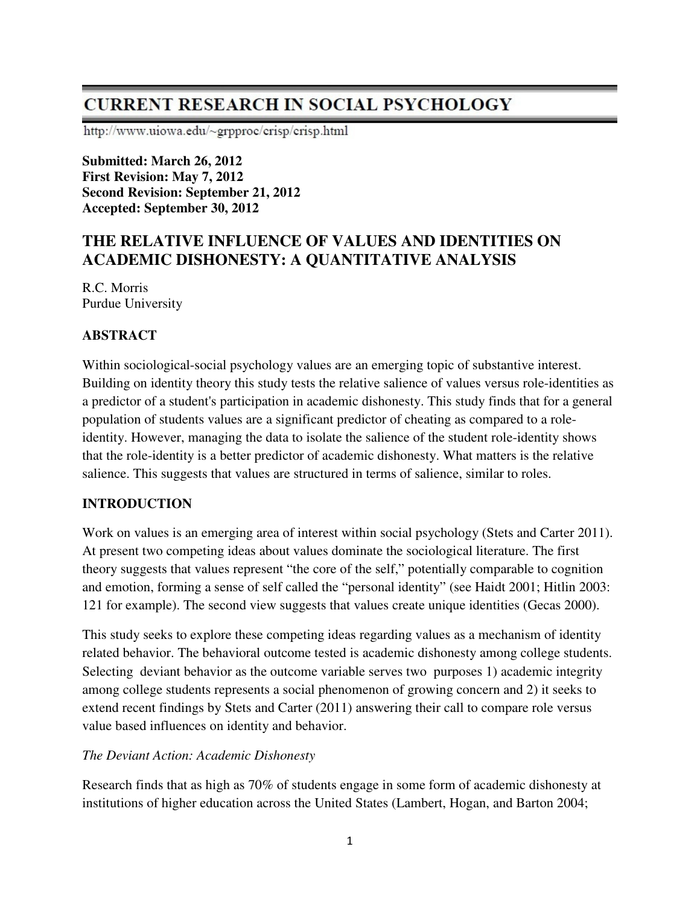# CURRENT RESEARCH IN SOCIAL PSYCHOLOGY

http://www.uiowa.edu/~grpproc/crisp/crisp.html

**Submitted: March 26, 2012**
**First Revision: May 7, 2012**
**Second Revision: September 21, 2012**
**Accepted: September 30, 2012**

## THE RELATIVE INFLUENCE OF VALUES AND IDENTITIES ON ACADEMIC DISHONESTY: A QUANTITATIVE ANALYSIS

R.C. Morris
Purdue University

### ABSTRACT

Within sociological-social psychology values are an emerging topic of substantive interest. Building on identity theory this study tests the relative salience of values versus role-identities as a predictor of a student's participation in academic dishonesty. This study finds that for a general population of students values are a significant predictor of cheating as compared to a role-identity. However, managing the data to isolate the salience of the student role-identity shows that the role-identity is a better predictor of academic dishonesty. What matters is the relative salience. This suggests that values are structured in terms of salience, similar to roles.

### INTRODUCTION

Work on values is an emerging area of interest within social psychology (Stets and Carter 2011). At present two competing ideas about values dominate the sociological literature. The first theory suggests that values represent "the core of the self," potentially comparable to cognition and emotion, forming a sense of self called the "personal identity" (see Haidt 2001; Hitlin 2003: 121 for example). The second view suggests that values create unique identities (Gecas 2000).

This study seeks to explore these competing ideas regarding values as a mechanism of identity related behavior. The behavioral outcome tested is academic dishonesty among college students. Selecting deviant behavior as the outcome variable serves two purposes 1) academic integrity among college students represents a social phenomenon of growing concern and 2) it seeks to extend recent findings by Stets and Carter (2011) answering their call to compare role versus value based influences on identity and behavior.

*The Deviant Action: Academic Dishonesty*

Research finds that as high as 70% of students engage in some form of academic dishonesty at institutions of higher education across the United States (Lambert, Hogan, and Barton 2004;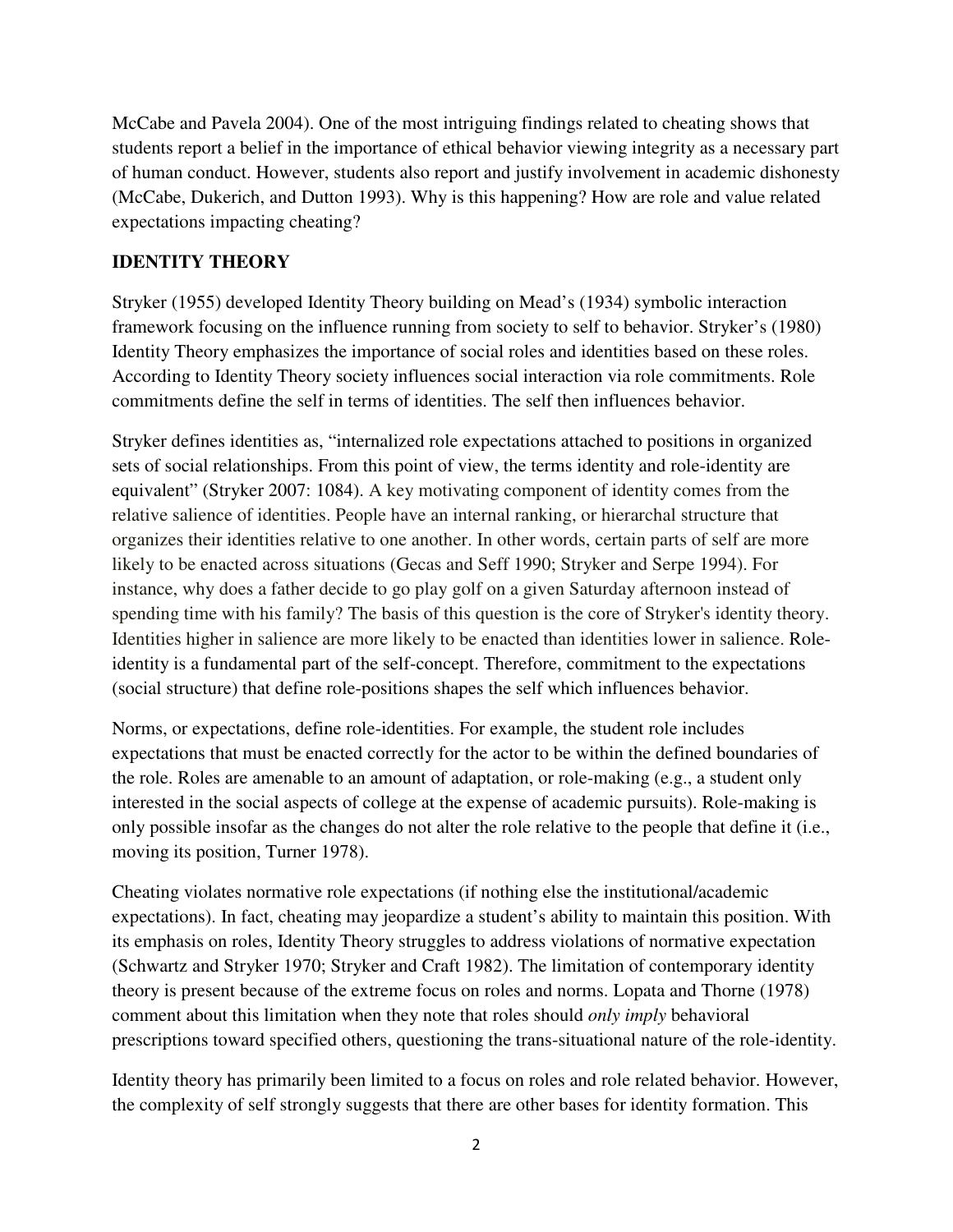McCabe and Pavela 2004). One of the most intriguing findings related to cheating shows that students report a belief in the importance of ethical behavior viewing integrity as a necessary part of human conduct. However, students also report and justify involvement in academic dishonesty (McCabe, Dukerich, and Dutton 1993). Why is this happening? How are role and value related expectations impacting cheating?

## IDENTITY THEORY

Stryker (1955) developed Identity Theory building on Mead's (1934) symbolic interaction framework focusing on the influence running from society to self to behavior. Stryker's (1980) Identity Theory emphasizes the importance of social roles and identities based on these roles. According to Identity Theory society influences social interaction via role commitments. Role commitments define the self in terms of identities. The self then influences behavior.

Stryker defines identities as, "internalized role expectations attached to positions in organized sets of social relationships. From this point of view, the terms identity and role-identity are equivalent" (Stryker 2007: 1084). A key motivating component of identity comes from the relative salience of identities. People have an internal ranking, or hierarchal structure that organizes their identities relative to one another. In other words, certain parts of self are more likely to be enacted across situations (Gecas and Seff 1990; Stryker and Serpe 1994). For instance, why does a father decide to go play golf on a given Saturday afternoon instead of spending time with his family? The basis of this question is the core of Stryker's identity theory. Identities higher in salience are more likely to be enacted than identities lower in salience. Role-identity is a fundamental part of the self-concept. Therefore, commitment to the expectations (social structure) that define role-positions shapes the self which influences behavior.

Norms, or expectations, define role-identities. For example, the student role includes expectations that must be enacted correctly for the actor to be within the defined boundaries of the role. Roles are amenable to an amount of adaptation, or role-making (e.g., a student only interested in the social aspects of college at the expense of academic pursuits). Role-making is only possible insofar as the changes do not alter the role relative to the people that define it (i.e., moving its position, Turner 1978).

Cheating violates normative role expectations (if nothing else the institutional/academic expectations). In fact, cheating may jeopardize a student's ability to maintain this position. With its emphasis on roles, Identity Theory struggles to address violations of normative expectation (Schwartz and Stryker 1970; Stryker and Craft 1982). The limitation of contemporary identity theory is present because of the extreme focus on roles and norms. Lopata and Thorne (1978) comment about this limitation when they note that roles should *only imply* behavioral prescriptions toward specified others, questioning the trans-situational nature of the role-identity.

Identity theory has primarily been limited to a focus on roles and role related behavior. However, the complexity of self strongly suggests that there are other bases for identity formation. This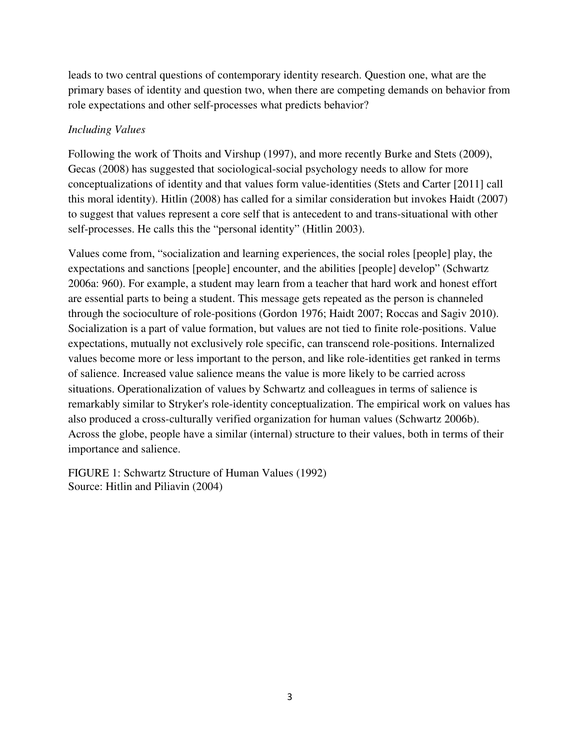leads to two central questions of contemporary identity research. Question one, what are the primary bases of identity and question two, when there are competing demands on behavior from role expectations and other self-processes what predicts behavior?

*Including Values*

Following the work of Thoits and Virshup (1997), and more recently Burke and Stets (2009), Gecas (2008) has suggested that sociological-social psychology needs to allow for more conceptualizations of identity and that values form value-identities (Stets and Carter [2011] call this moral identity). Hitlin (2008) has called for a similar consideration but invokes Haidt (2007) to suggest that values represent a core self that is antecedent to and trans-situational with other self-processes. He calls this the "personal identity" (Hitlin 2003).

Values come from, "socialization and learning experiences, the social roles [people] play, the expectations and sanctions [people] encounter, and the abilities [people] develop" (Schwartz 2006a: 960). For example, a student may learn from a teacher that hard work and honest effort are essential parts to being a student. This message gets repeated as the person is channeled through the socioculture of role-positions (Gordon 1976; Haidt 2007; Roccas and Sagiv 2010). Socialization is a part of value formation, but values are not tied to finite role-positions. Value expectations, mutually not exclusively role specific, can transcend role-positions. Internalized values become more or less important to the person, and like role-identities get ranked in terms of salience. Increased value salience means the value is more likely to be carried across situations. Operationalization of values by Schwartz and colleagues in terms of salience is remarkably similar to Stryker's role-identity conceptualization. The empirical work on values has also produced a cross-culturally verified organization for human values (Schwartz 2006b). Across the globe, people have a similar (internal) structure to their values, both in terms of their importance and salience.

FIGURE 1: Schwartz Structure of Human Values (1992)
Source: Hitlin and Piliavin (2004)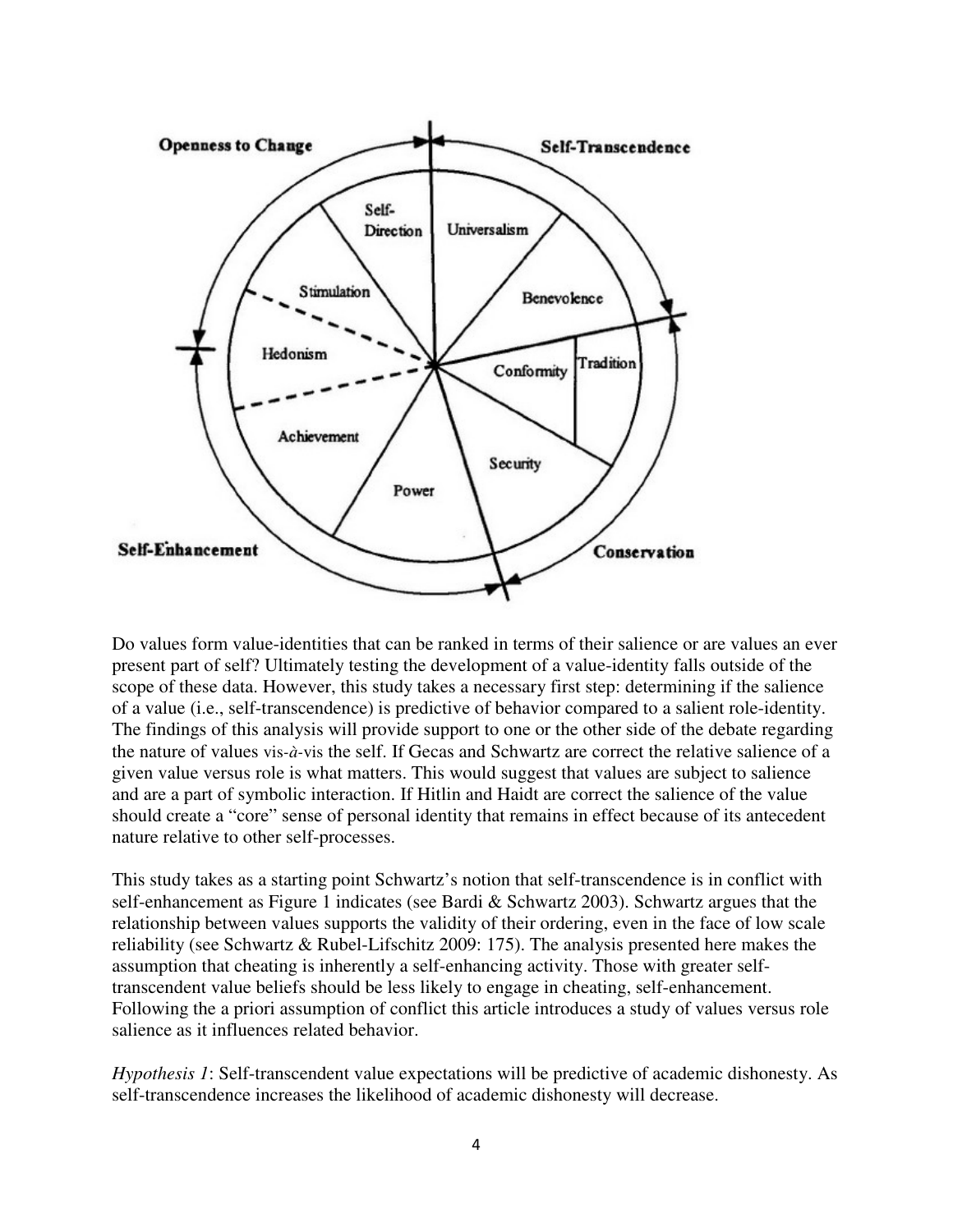Do values form value-identities that can be ranked in terms of their salience or are values an ever present part of self? Ultimately testing the development of a value-identity falls outside of the scope of these data. However, this study takes a necessary first step: determining if the salience of a value (i.e., self-transcendence) is predictive of behavior compared to a salient role-identity. The findings of this analysis will provide support to one or the other side of the debate regarding the nature of values vis-*à*-vis the self. If Gecas and Schwartz are correct the relative salience of a given value versus role is what matters. This would suggest that values are subject to salience and are a part of symbolic interaction. If Hitlin and Haidt are correct the salience of the value should create a "core" sense of personal identity that remains in effect because of its antecedent nature relative to other self-processes.

This study takes as a starting point Schwartz's notion that self-transcendence is in conflict with self-enhancement as Figure 1 indicates (see Bardi & Schwartz 2003). Schwartz argues that the relationship between values supports the validity of their ordering, even in the face of low scale reliability (see Schwartz & Rubel-Lifschitz 2009: 175). The analysis presented here makes the assumption that cheating is inherently a self-enhancing activity. Those with greater self-transcendent value beliefs should be less likely to engage in cheating, self-enhancement. Following the a priori assumption of conflict this article introduces a study of values versus role salience as it influences related behavior.

*Hypothesis 1*: Self-transcendent value expectations will be predictive of academic dishonesty. As self-transcendence increases the likelihood of academic dishonesty will decrease.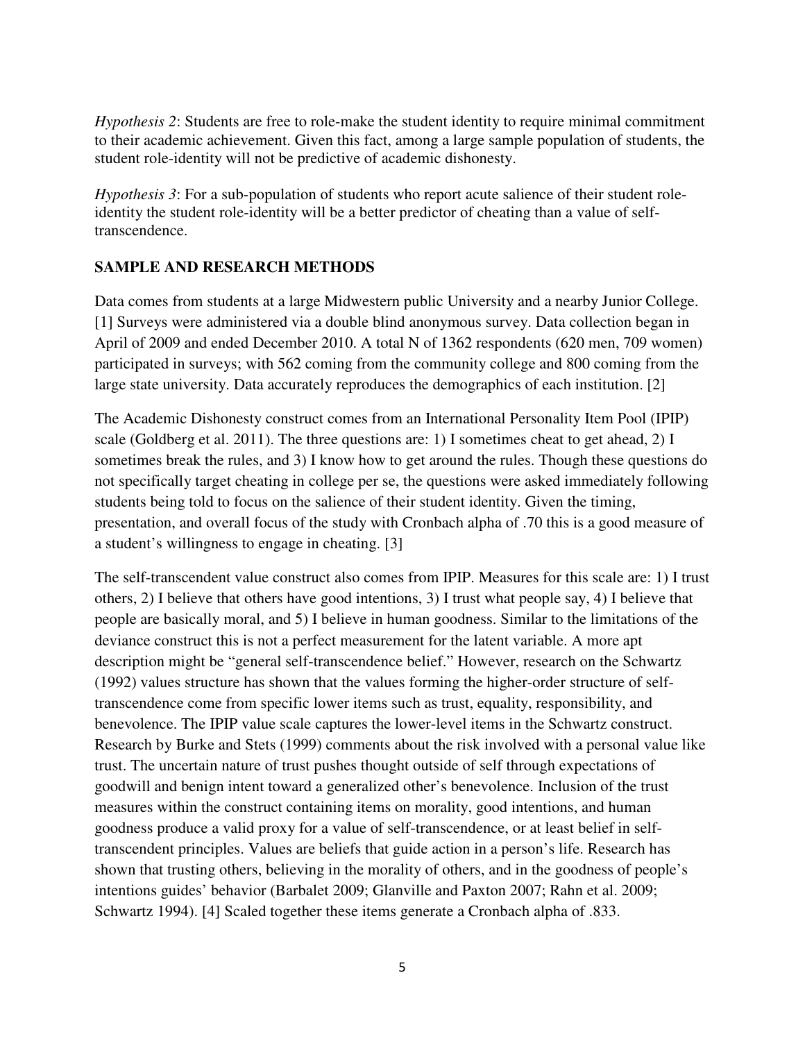*Hypothesis 2*: Students are free to role-make the student identity to require minimal commitment to their academic achievement. Given this fact, among a large sample population of students, the student role-identity will not be predictive of academic dishonesty.

*Hypothesis 3*: For a sub-population of students who report acute salience of their student role-identity the student role-identity will be a better predictor of cheating than a value of self-transcendence.

## SAMPLE AND RESEARCH METHODS

Data comes from students at a large Midwestern public University and a nearby Junior College. [1] Surveys were administered via a double blind anonymous survey. Data collection began in April of 2009 and ended December 2010. A total N of 1362 respondents (620 men, 709 women) participated in surveys; with 562 coming from the community college and 800 coming from the large state university. Data accurately reproduces the demographics of each institution. [2]

The Academic Dishonesty construct comes from an International Personality Item Pool (IPIP) scale (Goldberg et al. 2011). The three questions are: 1) I sometimes cheat to get ahead, 2) I sometimes break the rules, and 3) I know how to get around the rules. Though these questions do not specifically target cheating in college per se, the questions were asked immediately following students being told to focus on the salience of their student identity. Given the timing, presentation, and overall focus of the study with Cronbach alpha of .70 this is a good measure of a student's willingness to engage in cheating. [3]

The self-transcendent value construct also comes from IPIP. Measures for this scale are: 1) I trust others, 2) I believe that others have good intentions, 3) I trust what people say, 4) I believe that people are basically moral, and 5) I believe in human goodness. Similar to the limitations of the deviance construct this is not a perfect measurement for the latent variable. A more apt description might be "general self-transcendence belief." However, research on the Schwartz (1992) values structure has shown that the values forming the higher-order structure of self-transcendence come from specific lower items such as trust, equality, responsibility, and benevolence. The IPIP value scale captures the lower-level items in the Schwartz construct. Research by Burke and Stets (1999) comments about the risk involved with a personal value like trust. The uncertain nature of trust pushes thought outside of self through expectations of goodwill and benign intent toward a generalized other's benevolence. Inclusion of the trust measures within the construct containing items on morality, good intentions, and human goodness produce a valid proxy for a value of self-transcendence, or at least belief in self-transcendent principles. Values are beliefs that guide action in a person's life. Research has shown that trusting others, believing in the morality of others, and in the goodness of people's intentions guides' behavior (Barbalet 2009; Glanville and Paxton 2007; Rahn et al. 2009; Schwartz 1994). [4] Scaled together these items generate a Cronbach alpha of .833.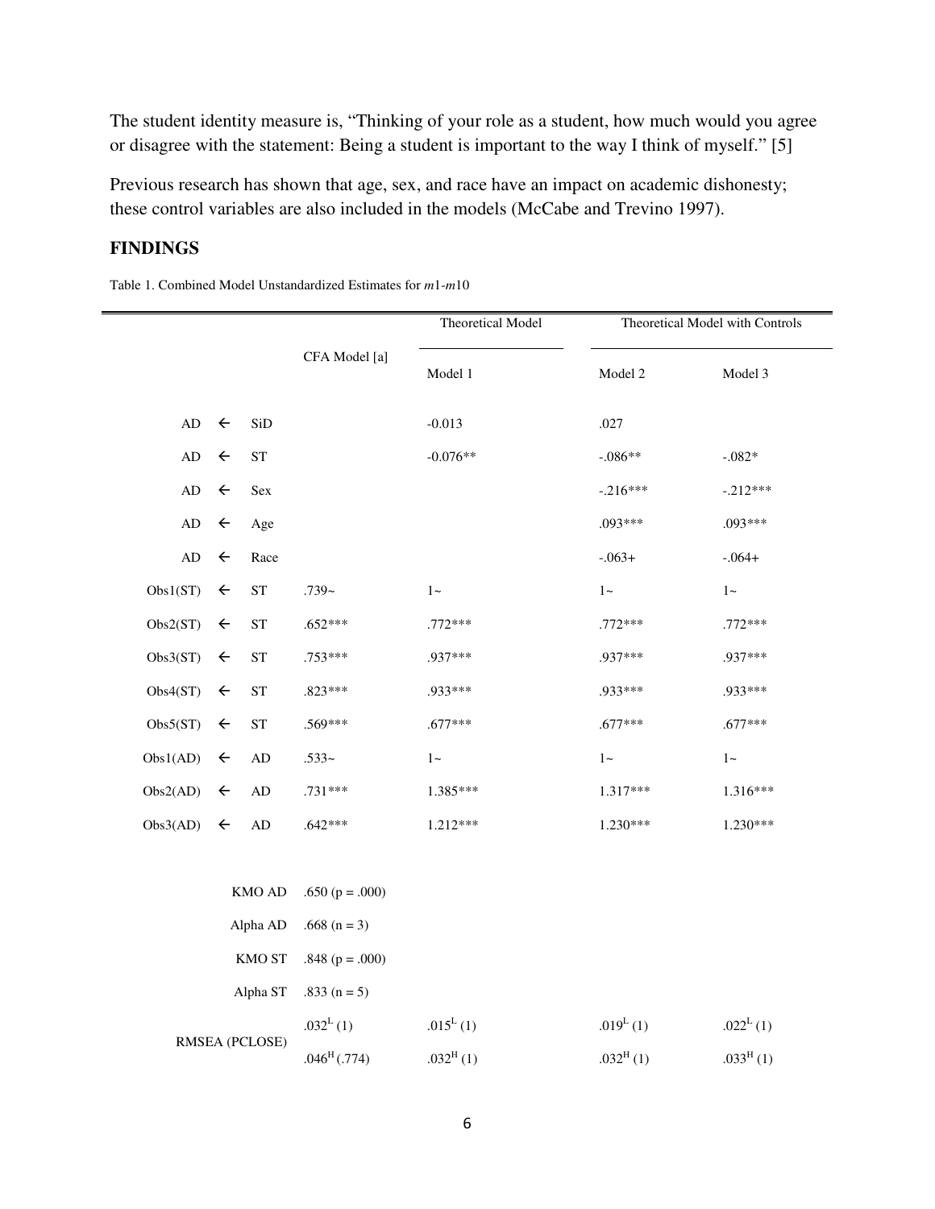The student identity measure is, “Thinking of your role as a student, how much would you agree or disagree with the statement: Being a student is important to the way I think of myself.” [5]

Previous research has shown that age, sex, and race have an impact on academic dishonesty; these control variables are also included in the models (McCabe and Trevino 1997).

## FINDINGS

Table 1. Combined Model Unstandardized Estimates for *m*1-*m*10

| | | | CFA Model [a] | Theoretical Model | Theoretical Model with Controls | |
|---|---|---|---|---|---|---|
| | | | | Model 1 | Model 2 | Model 3 |
| AD | ← | SiD | | -0.013 | .027 | |
| AD | ← | ST | | -0.076** | -.086** | -.082* |
| AD | ← | Sex | | | -.216*** | -.212*** |
| AD | ← | Age | | | .093*** | .093*** |
| AD | ← | Race | | | -.063+ | -.064+ |
| Obs1(ST) | ← | ST | .739~ | 1~ | 1~ | 1~ |
| Obs2(ST) | ← | ST | .652*** | .772*** | .772*** | .772*** |
| Obs3(ST) | ← | ST | .753*** | .937*** | .937*** | .937*** |
| Obs4(ST) | ← | ST | .823*** | .933*** | .933*** | .933*** |
| Obs5(ST) | ← | ST | .569*** | .677*** | .677*** | .677*** |
| Obs1(AD) | ← | AD | .533~ | 1~ | 1~ | 1~ |
| Obs2(AD) | ← | AD | .731*** | 1.385*** | 1.317*** | 1.316*** |
| Obs3(AD) | ← | AD | .642*** | 1.212*** | 1.230*** | 1.230*** |
| | | KMO AD | .650 (p = .000) | | | |
| | | Alpha AD | .668 (n = 3) | | | |
| | | KMO ST | .848 (p = .000) | | | |
| | | Alpha ST | .833 (n = 5) | | | |
| RMSEA (PCLOSE) | | | $.032^{L}$ (1) | $.015^{L}$ (1) | $.019^{L}$ (1) | $.022^{L}$ (1) |
| | | | $.046^{H}$ (.774) | $.032^{H}$ (1) | $.032^{H}$ (1) | $.033^{H}$ (1) |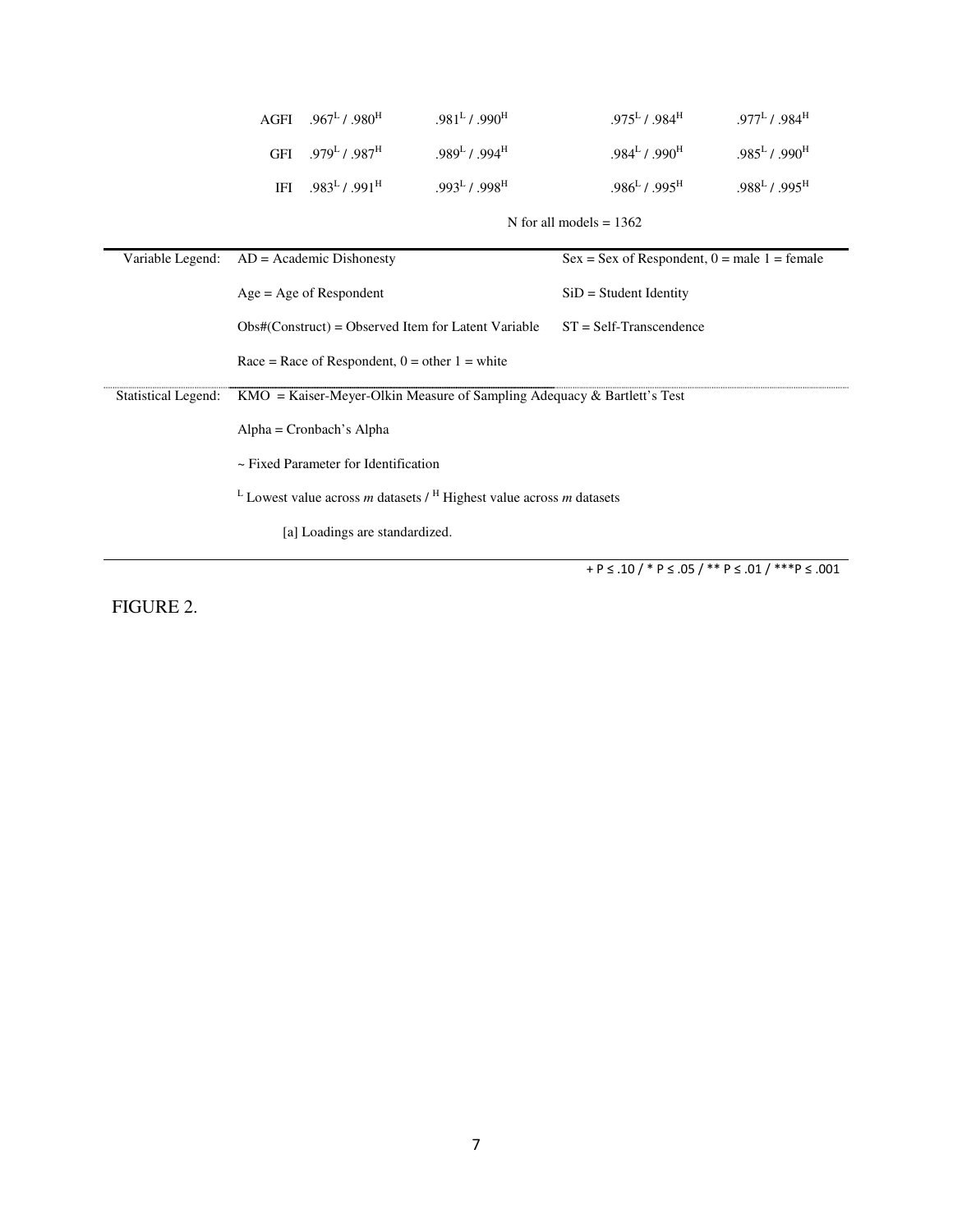| | | | | |
|---|---|---|---|---|
| AGFI | $.967^{L}$ / $.980^{H}$ | $.981^{L}$ / $.990^{H}$ | $.975^{L}$ / $.984^{H}$ | $.977^{L}$ / $.984^{H}$ |
| GFI | $.979^{L}$ / $.987^{H}$ | $.989^{L}$ / $.994^{H}$ | $.984^{L}$ / $.990^{H}$ | $.985^{L}$ / $.990^{H}$ |
| IFI | $.983^{L}$ / $.991^{H}$ | $.993^{L}$ / $.998^{H}$ | $.986^{L}$ / $.995^{H}$ | $.988^{L}$ / $.995^{H}$ |

N for all models = 1362

| | | |
|---|---|---|
| Variable Legend: | AD = Academic Dishonesty | Sex = Sex of Respondent, 0 = male 1 = female |
| | Age = Age of Respondent | SiD = Student Identity |
| | Obs#(Construct) = Observed Item for Latent Variable | ST = Self-Transcendence |
| | Race = Race of Respondent, 0 = other 1 = white | |
| Statistical Legend: | KMO = Kaiser-Meyer-Olkin Measure of Sampling Adequacy & Bartlett's Test | |
| | Alpha = Cronbach's Alpha | |
| | ~ Fixed Parameter for Identification | |
| | $^{L}$ Lowest value across *m* datasets / $^{H}$ Highest value across *m* datasets | |
| | [a] Loadings are standardized. | |

+ P ≤ .10 / * P ≤ .05 / ** P ≤ .01 / ***P ≤ .001

FIGURE 2.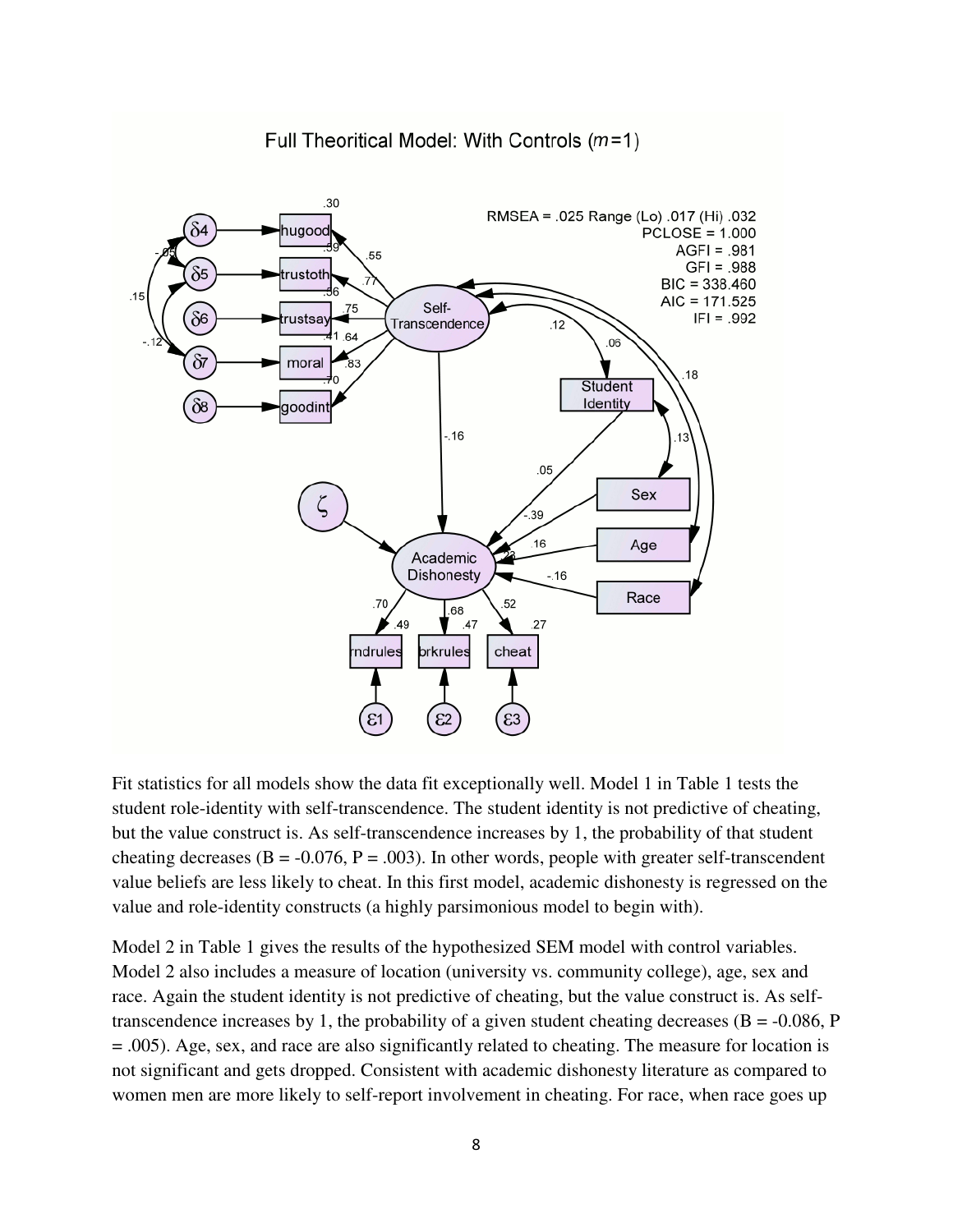Full Theoritical Model: With Controls ($m$=1)

RMSEA = .025 Range (Lo) .017 (Hi) .032
PCLOSE = 1.000
AGFI = .981
GFI = .988
BIC = 338.460
AIC = 171.525
IFI = .992

Fit statistics for all models show the data fit exceptionally well. Model 1 in Table 1 tests the student role-identity with self-transcendence. The student identity is not predictive of cheating, but the value construct is. As self-transcendence increases by 1, the probability of that student cheating decreases (B = -0.076, P = .003). In other words, people with greater self-transcendent value beliefs are less likely to cheat. In this first model, academic dishonesty is regressed on the value and role-identity constructs (a highly parsimonious model to begin with).

Model 2 in Table 1 gives the results of the hypothesized SEM model with control variables. Model 2 also includes a measure of location (university vs. community college), age, sex and race. Again the student identity is not predictive of cheating, but the value construct is. As self-transcendence increases by 1, the probability of a given student cheating decreases (B = -0.086, P = .005). Age, sex, and race are also significantly related to cheating. The measure for location is not significant and gets dropped. Consistent with academic dishonesty literature as compared to women men are more likely to self-report involvement in cheating. For race, when race goes up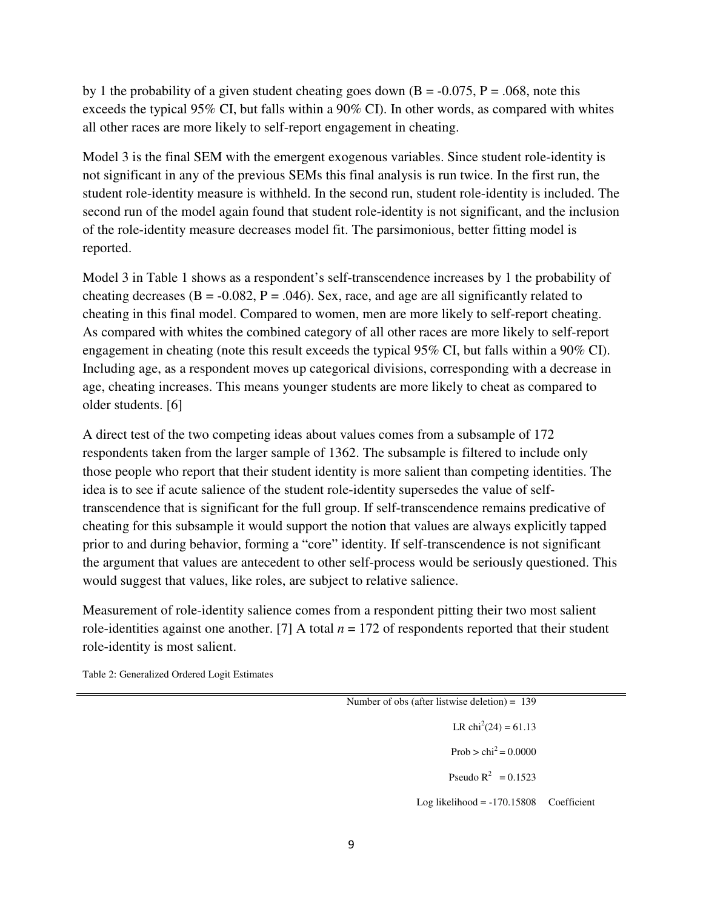by 1 the probability of a given student cheating goes down (B = -0.075, P = .068, note this exceeds the typical 95% CI, but falls within a 90% CI). In other words, as compared with whites all other races are more likely to self-report engagement in cheating.

Model 3 is the final SEM with the emergent exogenous variables. Since student role-identity is not significant in any of the previous SEMs this final analysis is run twice. In the first run, the student role-identity measure is withheld. In the second run, student role-identity is included. The second run of the model again found that student role-identity is not significant, and the inclusion of the role-identity measure decreases model fit. The parsimonious, better fitting model is reported.

Model 3 in Table 1 shows as a respondent's self-transcendence increases by 1 the probability of cheating decreases (B = -0.082, P = .046). Sex, race, and age are all significantly related to cheating in this final model. Compared to women, men are more likely to self-report cheating. As compared with whites the combined category of all other races are more likely to self-report engagement in cheating (note this result exceeds the typical 95% CI, but falls within a 90% CI). Including age, as a respondent moves up categorical divisions, corresponding with a decrease in age, cheating increases. This means younger students are more likely to cheat as compared to older students. [6]

A direct test of the two competing ideas about values comes from a subsample of 172 respondents taken from the larger sample of 1362. The subsample is filtered to include only those people who report that their student identity is more salient than competing identities. The idea is to see if acute salience of the student role-identity supersedes the value of self-transcendence that is significant for the full group. If self-transcendence remains predicative of cheating for this subsample it would support the notion that values are always explicitly tapped prior to and during behavior, forming a "core" identity. If self-transcendence is not significant the argument that values are antecedent to other self-process would be seriously questioned. This would suggest that values, like roles, are subject to relative salience.

Measurement of role-identity salience comes from a respondent pitting their two most salient role-identities against one another. [7] A total *n* = 172 of respondents reported that their student role-identity is most salient.

Table 2: Generalized Ordered Logit Estimates

Number of obs (after listwise deletion) = 139

LR $chi^2(24)$ = 61.13

Prob > $chi^2$ = 0.0000

Pseudo $R^2$ = 0.1523

Log likelihood = -170.15808 Coefficient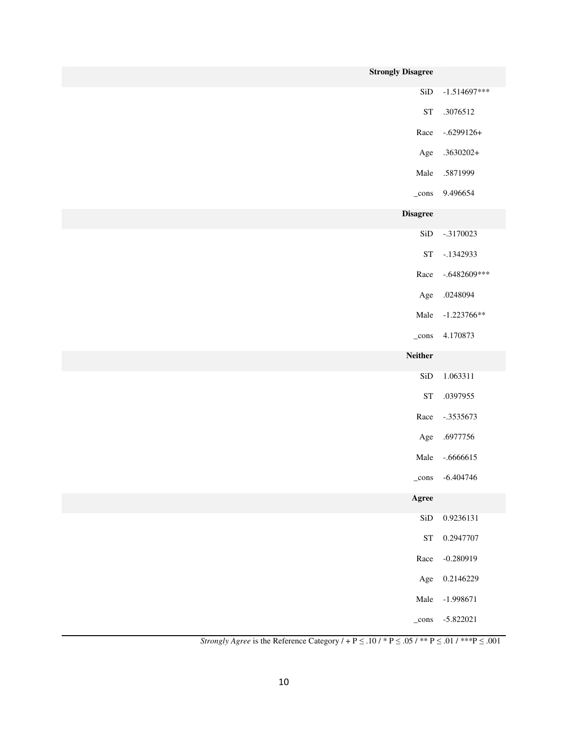| | |
|---|---|
| **Strongly Disagree** | |
| SiD | -1.514697*** |
| ST | .3076512 |
| Race | -.6299126+ |
| Age | .3630202+ |
| Male | .5871999 |
| _cons | 9.496654 |
| **Disagree** | |
| SiD | -.3170023 |
| ST | -.1342933 |
| Race | -.6482609*** |
| Age | .0248094 |
| Male | -1.223766** |
| _cons | 4.170873 |
| **Neither** | |
| SiD | 1.063311 |
| ST | .0397955 |
| Race | -.3535673 |
| Age | .6977756 |
| Male | -.6666615 |
| _cons | -6.404746 |
| **Agree** | |
| SiD | 0.9236131 |
| ST | 0.2947707 |
| Race | -0.280919 |
| Age | 0.2146229 |
| Male | -1.998671 |
| _cons | -5.822021 |

*Strongly Agree* is the Reference Category / + P ≤ .10 / * P ≤ .05 / ** P ≤ .01 / ***P ≤ .001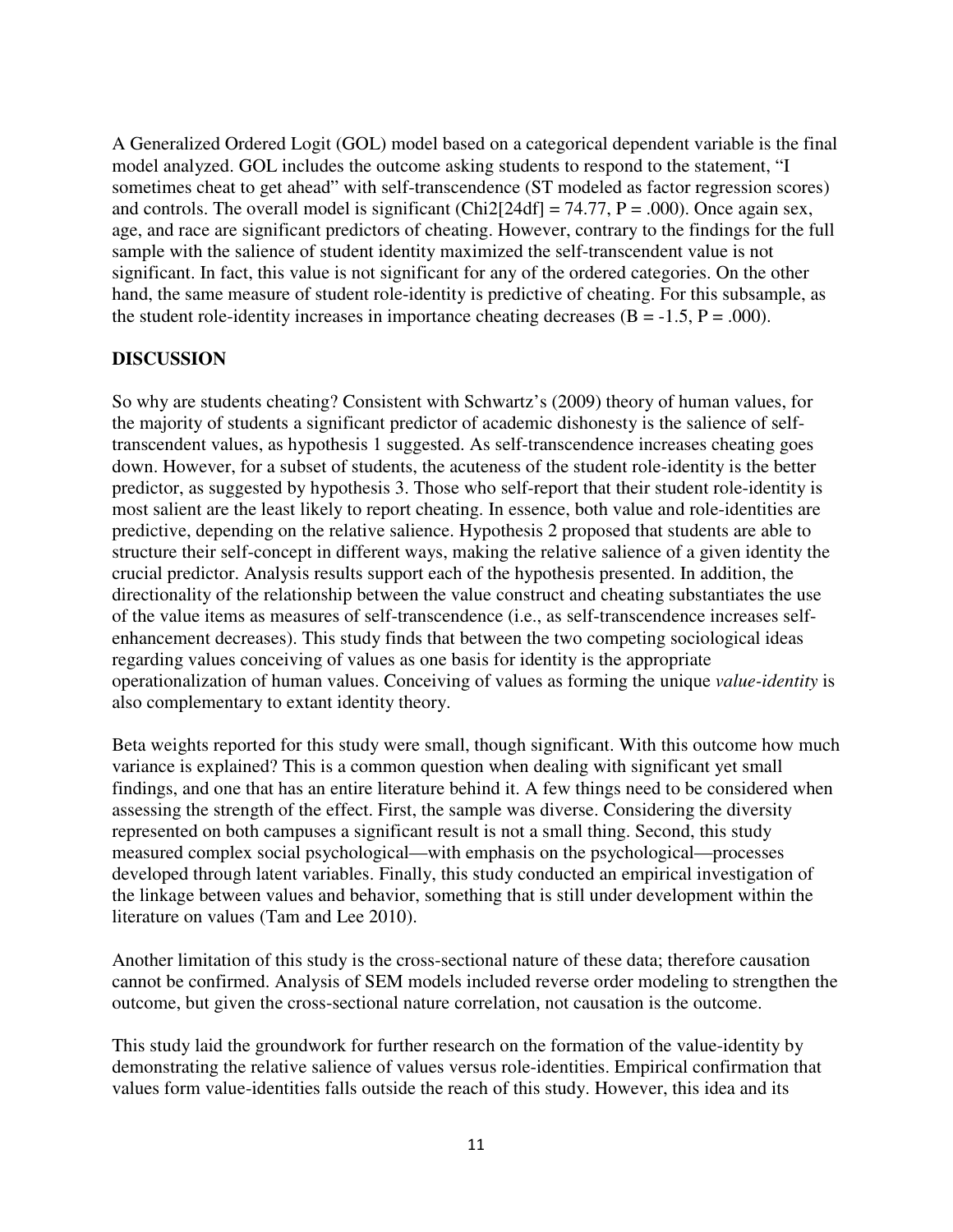A Generalized Ordered Logit (GOL) model based on a categorical dependent variable is the final model analyzed. GOL includes the outcome asking students to respond to the statement, "I sometimes cheat to get ahead" with self-transcendence (ST modeled as factor regression scores) and controls. The overall model is significant (Chi2[24df] = 74.77, P = .000). Once again sex, age, and race are significant predictors of cheating. However, contrary to the findings for the full sample with the salience of student identity maximized the self-transcendent value is not significant. In fact, this value is not significant for any of the ordered categories. On the other hand, the same measure of student role-identity is predictive of cheating. For this subsample, as the student role-identity increases in importance cheating decreases (B = -1.5, P = .000).

## DISCUSSION

So why are students cheating? Consistent with Schwartz's (2009) theory of human values, for the majority of students a significant predictor of academic dishonesty is the salience of self-transcendent values, as hypothesis 1 suggested. As self-transcendence increases cheating goes down. However, for a subset of students, the acuteness of the student role-identity is the better predictor, as suggested by hypothesis 3. Those who self-report that their student role-identity is most salient are the least likely to report cheating. In essence, both value and role-identities are predictive, depending on the relative salience. Hypothesis 2 proposed that students are able to structure their self-concept in different ways, making the relative salience of a given identity the crucial predictor. Analysis results support each of the hypothesis presented. In addition, the directionality of the relationship between the value construct and cheating substantiates the use of the value items as measures of self-transcendence (i.e., as self-transcendence increases self-enhancement decreases). This study finds that between the two competing sociological ideas regarding values conceiving of values as one basis for identity is the appropriate operationalization of human values. Conceiving of values as forming the unique *value-identity* is also complementary to extant identity theory.

Beta weights reported for this study were small, though significant. With this outcome how much variance is explained? This is a common question when dealing with significant yet small findings, and one that has an entire literature behind it. A few things need to be considered when assessing the strength of the effect. First, the sample was diverse. Considering the diversity represented on both campuses a significant result is not a small thing. Second, this study measured complex social psychological—with emphasis on the psychological—processes developed through latent variables. Finally, this study conducted an empirical investigation of the linkage between values and behavior, something that is still under development within the literature on values (Tam and Lee 2010).

Another limitation of this study is the cross-sectional nature of these data; therefore causation cannot be confirmed. Analysis of SEM models included reverse order modeling to strengthen the outcome, but given the cross-sectional nature correlation, not causation is the outcome.

This study laid the groundwork for further research on the formation of the value-identity by demonstrating the relative salience of values versus role-identities. Empirical confirmation that values form value-identities falls outside the reach of this study. However, this idea and its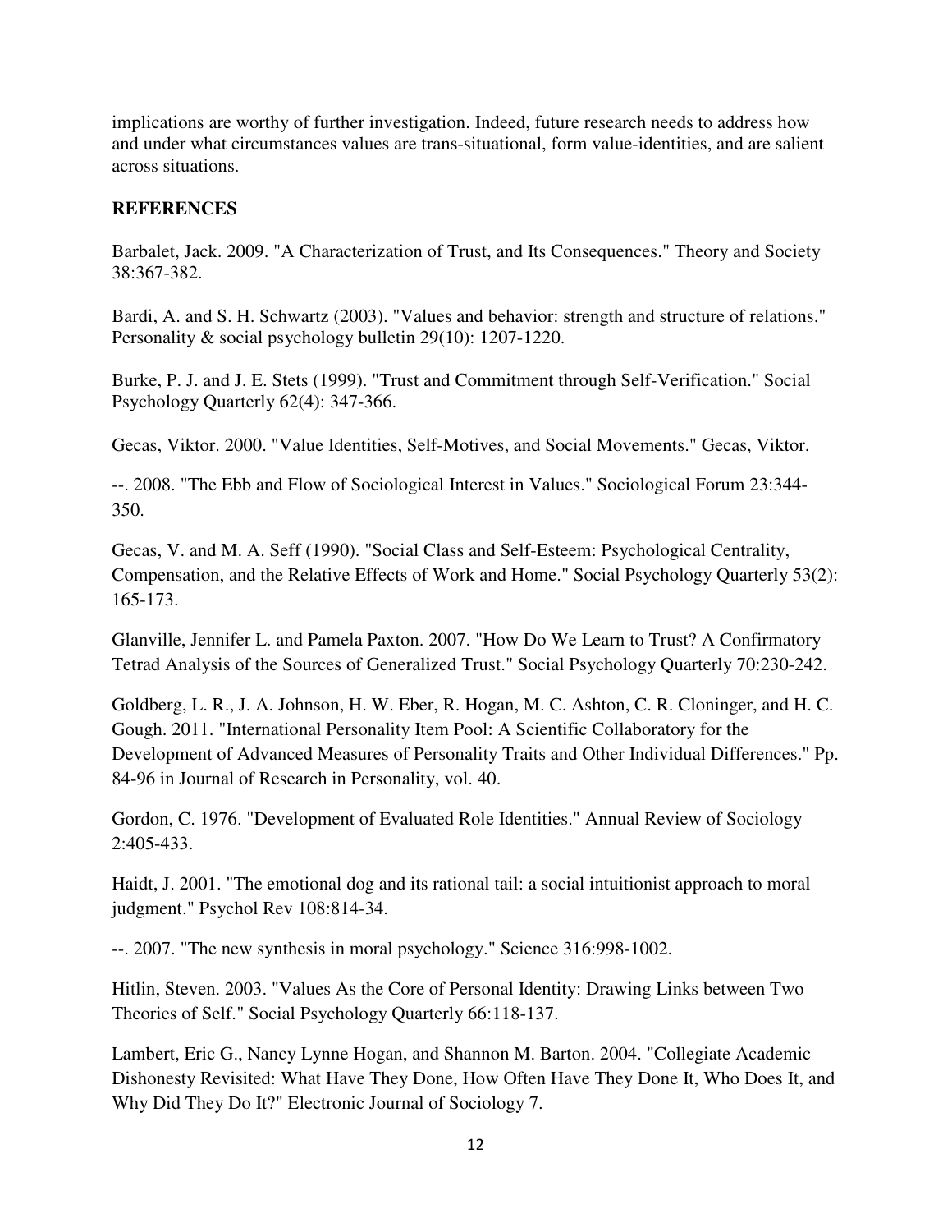implications are worthy of further investigation. Indeed, future research needs to address how and under what circumstances values are trans-situational, form value-identities, and are salient across situations.

**REFERENCES**

Barbalet, Jack. 2009. "A Characterization of Trust, and Its Consequences." Theory and Society 38:367-382.

Bardi, A. and S. H. Schwartz (2003). "Values and behavior: strength and structure of relations." Personality & social psychology bulletin 29(10): 1207-1220.

Burke, P. J. and J. E. Stets (1999). "Trust and Commitment through Self-Verification." Social Psychology Quarterly 62(4): 347-366.

Gecas, Viktor. 2000. "Value Identities, Self-Motives, and Social Movements." Gecas, Viktor.

--. 2008. "The Ebb and Flow of Sociological Interest in Values." Sociological Forum 23:344-350.

Gecas, V. and M. A. Seff (1990). "Social Class and Self-Esteem: Psychological Centrality, Compensation, and the Relative Effects of Work and Home." Social Psychology Quarterly 53(2): 165-173.

Glanville, Jennifer L. and Pamela Paxton. 2007. "How Do We Learn to Trust? A Confirmatory Tetrad Analysis of the Sources of Generalized Trust." Social Psychology Quarterly 70:230-242.

Goldberg, L. R., J. A. Johnson, H. W. Eber, R. Hogan, M. C. Ashton, C. R. Cloninger, and H. C. Gough. 2011. "International Personality Item Pool: A Scientific Collaboratory for the Development of Advanced Measures of Personality Traits and Other Individual Differences." Pp. 84-96 in Journal of Research in Personality, vol. 40.

Gordon, C. 1976. "Development of Evaluated Role Identities." Annual Review of Sociology 2:405-433.

Haidt, J. 2001. "The emotional dog and its rational tail: a social intuitionist approach to moral judgment." Psychol Rev 108:814-34.

--. 2007. "The new synthesis in moral psychology." Science 316:998-1002.

Hitlin, Steven. 2003. "Values As the Core of Personal Identity: Drawing Links between Two Theories of Self." Social Psychology Quarterly 66:118-137.

Lambert, Eric G., Nancy Lynne Hogan, and Shannon M. Barton. 2004. "Collegiate Academic Dishonesty Revisited: What Have They Done, How Often Have They Done It, Who Does It, and Why Did They Do It?" Electronic Journal of Sociology 7.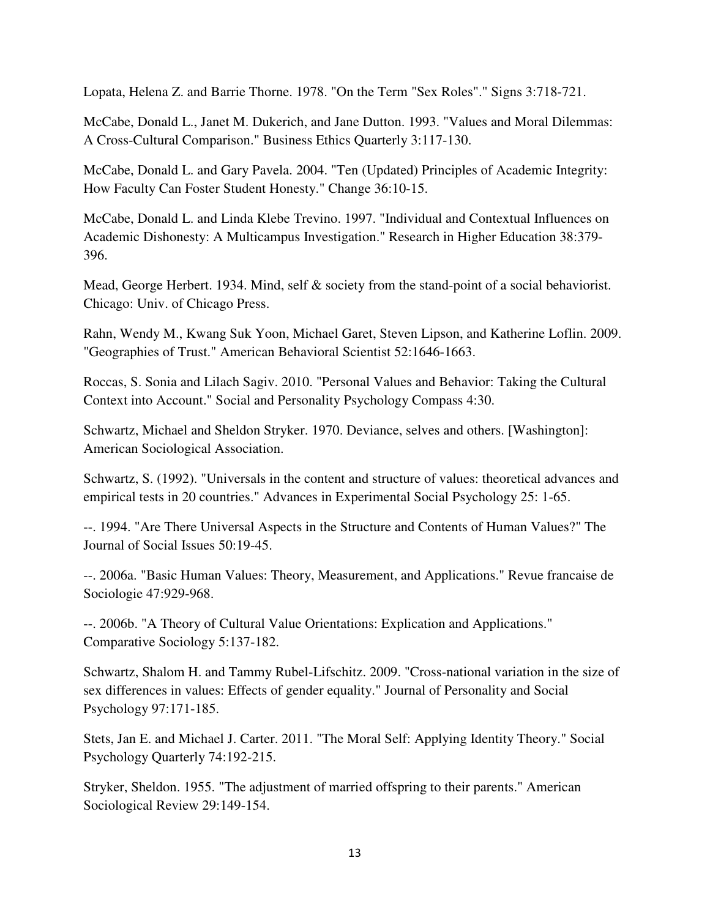Lopata, Helena Z. and Barrie Thorne. 1978. "On the Term "Sex Roles"." Signs 3:718-721.

McCabe, Donald L., Janet M. Dukerich, and Jane Dutton. 1993. "Values and Moral Dilemmas: A Cross-Cultural Comparison." Business Ethics Quarterly 3:117-130.

McCabe, Donald L. and Gary Pavela. 2004. "Ten (Updated) Principles of Academic Integrity: How Faculty Can Foster Student Honesty." Change 36:10-15.

McCabe, Donald L. and Linda Klebe Trevino. 1997. "Individual and Contextual Influences on Academic Dishonesty: A Multicampus Investigation." Research in Higher Education 38:379-396.

Mead, George Herbert. 1934. Mind, self & society from the stand-point of a social behaviorist. Chicago: Univ. of Chicago Press.

Rahn, Wendy M., Kwang Suk Yoon, Michael Garet, Steven Lipson, and Katherine Loflin. 2009. "Geographies of Trust." American Behavioral Scientist 52:1646-1663.

Roccas, S. Sonia and Lilach Sagiv. 2010. "Personal Values and Behavior: Taking the Cultural Context into Account." Social and Personality Psychology Compass 4:30.

Schwartz, Michael and Sheldon Stryker. 1970. Deviance, selves and others. [Washington]: American Sociological Association.

Schwartz, S. (1992). "Universals in the content and structure of values: theoretical advances and empirical tests in 20 countries." Advances in Experimental Social Psychology 25: 1-65.

--. 1994. "Are There Universal Aspects in the Structure and Contents of Human Values?" The Journal of Social Issues 50:19-45.

--. 2006a. "Basic Human Values: Theory, Measurement, and Applications." Revue francaise de Sociologie 47:929-968.

--. 2006b. "A Theory of Cultural Value Orientations: Explication and Applications." Comparative Sociology 5:137-182.

Schwartz, Shalom H. and Tammy Rubel-Lifschitz. 2009. "Cross-national variation in the size of sex differences in values: Effects of gender equality." Journal of Personality and Social Psychology 97:171-185.

Stets, Jan E. and Michael J. Carter. 2011. "The Moral Self: Applying Identity Theory." Social Psychology Quarterly 74:192-215.

Stryker, Sheldon. 1955. "The adjustment of married offspring to their parents." American Sociological Review 29:149-154.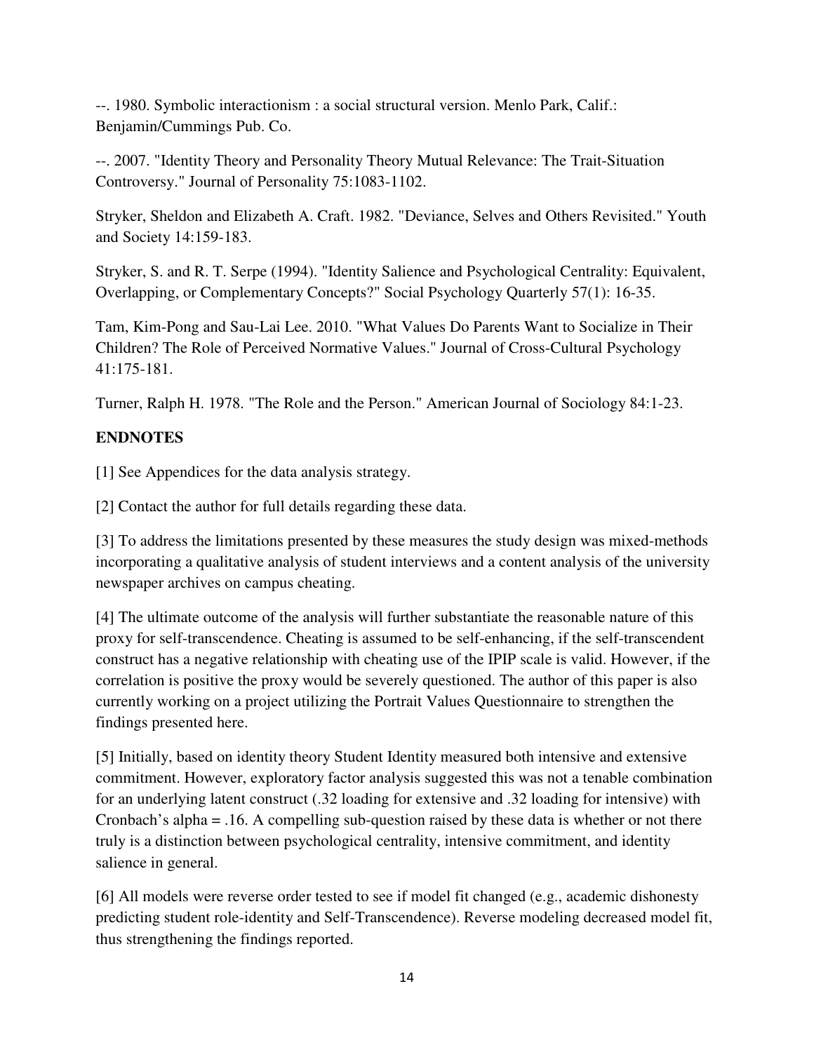--. 1980. Symbolic interactionism : a social structural version. Menlo Park, Calif.: Benjamin/Cummings Pub. Co.

--. 2007. "Identity Theory and Personality Theory Mutual Relevance: The Trait-Situation Controversy." Journal of Personality 75:1083-1102.

Stryker, Sheldon and Elizabeth A. Craft. 1982. "Deviance, Selves and Others Revisited." Youth and Society 14:159-183.

Stryker, S. and R. T. Serpe (1994). "Identity Salience and Psychological Centrality: Equivalent, Overlapping, or Complementary Concepts?" Social Psychology Quarterly 57(1): 16-35.

Tam, Kim-Pong and Sau-Lai Lee. 2010. "What Values Do Parents Want to Socialize in Their Children? The Role of Perceived Normative Values." Journal of Cross-Cultural Psychology 41:175-181.

Turner, Ralph H. 1978. "The Role and the Person." American Journal of Sociology 84:1-23.

**ENDNOTES**

[1] See Appendices for the data analysis strategy.

[2] Contact the author for full details regarding these data.

[3] To address the limitations presented by these measures the study design was mixed-methods incorporating a qualitative analysis of student interviews and a content analysis of the university newspaper archives on campus cheating.

[4] The ultimate outcome of the analysis will further substantiate the reasonable nature of this proxy for self-transcendence. Cheating is assumed to be self-enhancing, if the self-transcendent construct has a negative relationship with cheating use of the IPIP scale is valid. However, if the correlation is positive the proxy would be severely questioned. The author of this paper is also currently working on a project utilizing the Portrait Values Questionnaire to strengthen the findings presented here.

[5] Initially, based on identity theory Student Identity measured both intensive and extensive commitment. However, exploratory factor analysis suggested this was not a tenable combination for an underlying latent construct (.32 loading for extensive and .32 loading for intensive) with Cronbach's alpha = .16. A compelling sub-question raised by these data is whether or not there truly is a distinction between psychological centrality, intensive commitment, and identity salience in general.

[6] All models were reverse order tested to see if model fit changed (e.g., academic dishonesty predicting student role-identity and Self-Transcendence). Reverse modeling decreased model fit, thus strengthening the findings reported.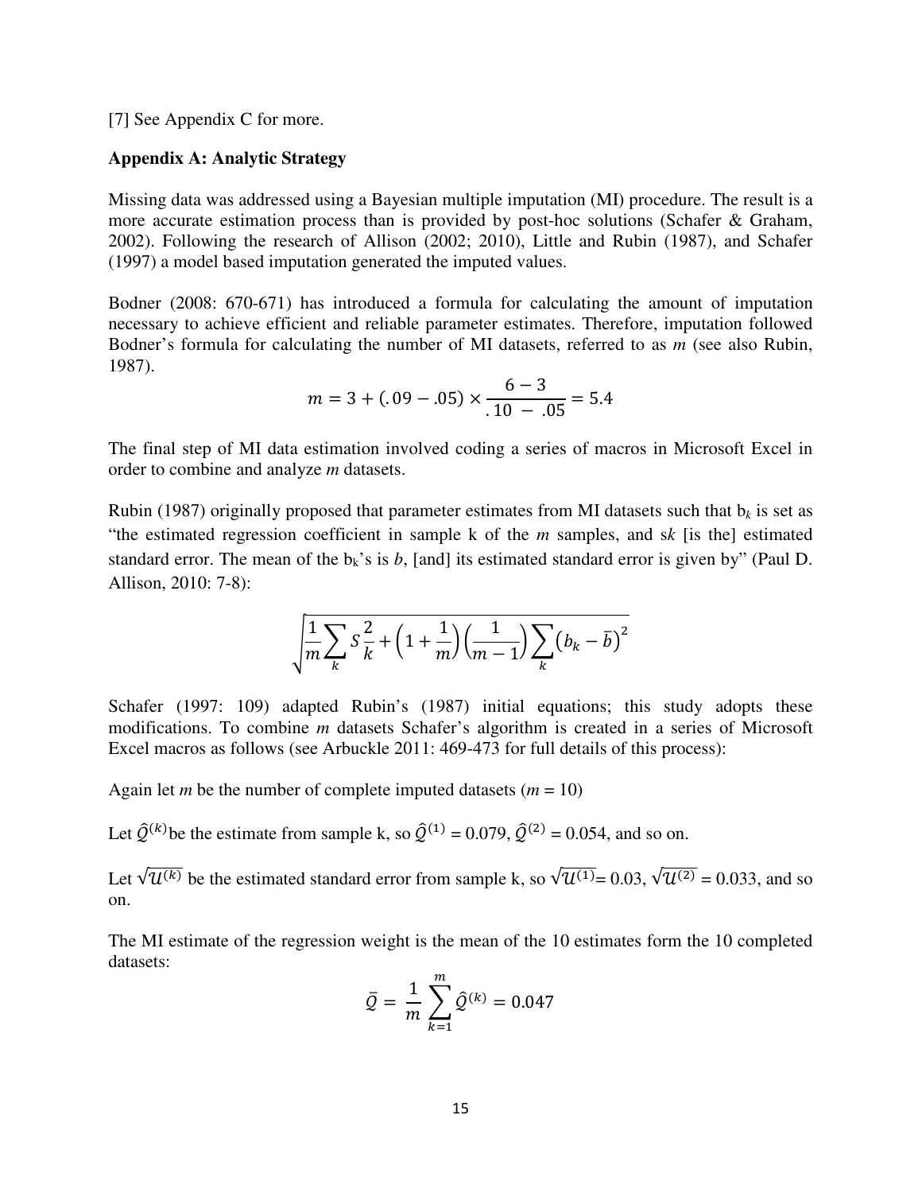[7] See Appendix C for more.

**Appendix A: Analytic Strategy**

Missing data was addressed using a Bayesian multiple imputation (MI) procedure. The result is a more accurate estimation process than is provided by post-hoc solutions (Schafer & Graham, 2002). Following the research of Allison (2002; 2010), Little and Rubin (1987), and Schafer (1997) a model based imputation generated the imputed values.

Bodner (2008: 670-671) has introduced a formula for calculating the amount of imputation necessary to achieve efficient and reliable parameter estimates. Therefore, imputation followed Bodner's formula for calculating the number of MI datasets, referred to as *m* (see also Rubin, 1987).

$$m = 3 + (.09 - .05) \times \frac{6 - 3}{.10 \ - \ .05} = 5.4$$

The final step of MI data estimation involved coding a series of macros in Microsoft Excel in order to combine and analyze *m* datasets.

Rubin (1987) originally proposed that parameter estimates from MI datasets such that $b_k$ is set as "the estimated regression coefficient in sample k of the *m* samples, and s*k* [is the] estimated standard error. The mean of the $b_k$'s is *b*, [and] its estimated standard error is given by" (Paul D. Allison, 2010: 7-8):

$$\sqrt{\frac{1}{m}\sum_{k} S\frac{2}{k} + \left(1 + \frac{1}{m}\right)\left(\frac{1}{m-1}\right)\sum_{k}\left(b_k - \bar{b}\right)^2}$$

Schafer (1997: 109) adapted Rubin's (1987) initial equations; this study adopts these modifications. To combine *m* datasets Schafer's algorithm is created in a series of Microsoft Excel macros as follows (see Arbuckle 2011: 469-473 for full details of this process):

Again let *m* be the number of complete imputed datasets ($m = 10$)

Let $\hat{\mathcal{Q}}^{(k)}$be the estimate from sample k, so $\hat{\mathcal{Q}}^{(1)}$ = 0.079, $\hat{\mathcal{Q}}^{(2)}$ = 0.054, and so on.

Let $\sqrt{\mathcal{U}^{(k)}}$ be the estimated standard error from sample k, so $\sqrt{\mathcal{U}^{(1)}}$= 0.03, $\sqrt{\mathcal{U}^{(2)}}$ = 0.033, and so on.

The MI estimate of the regression weight is the mean of the 10 estimates form the 10 completed datasets:

$$\bar{\mathcal{Q}} = \frac{1}{m}\sum_{k=1}^{m}\hat{\mathcal{Q}}^{(k)} = 0.047$$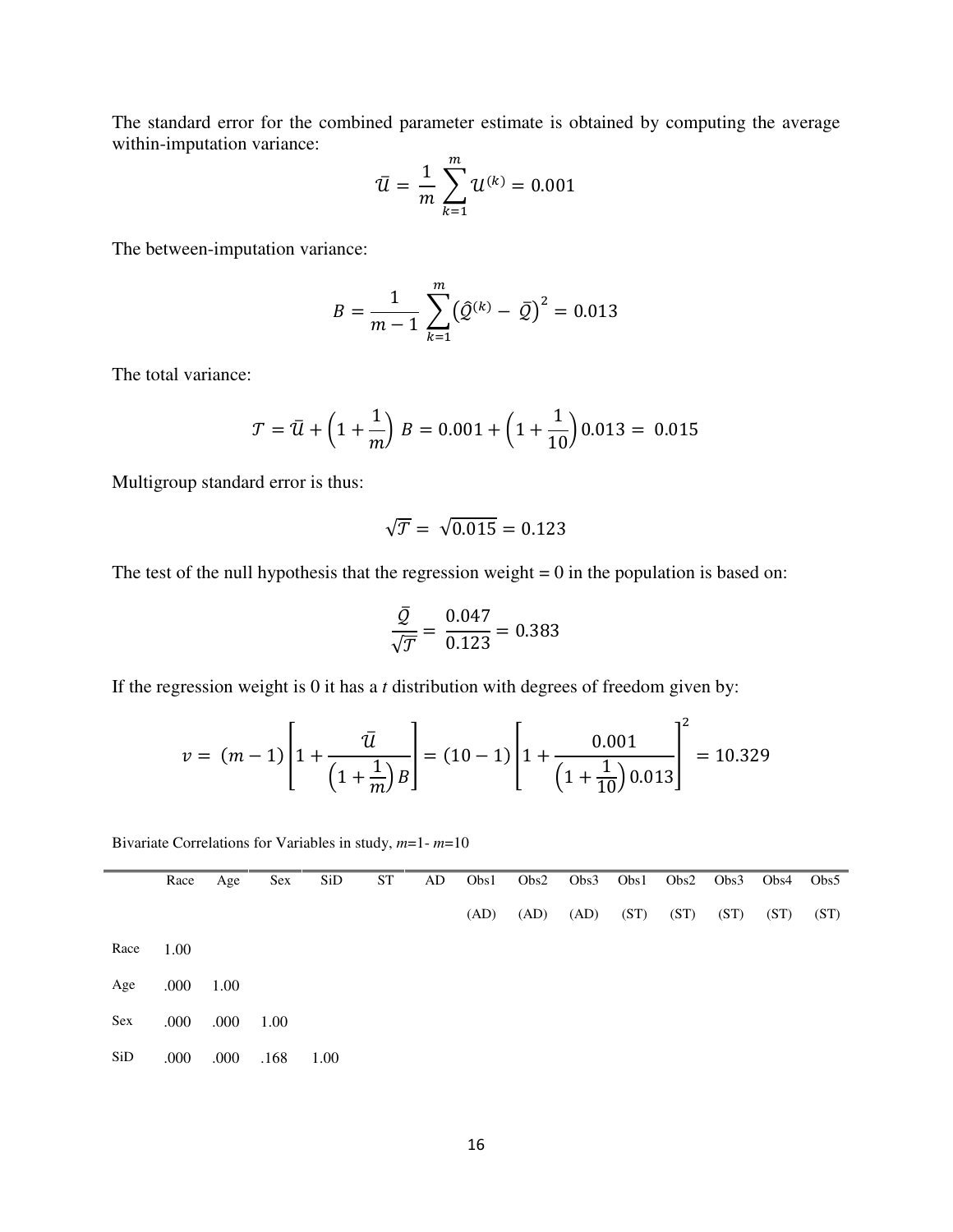The standard error for the combined parameter estimate is obtained by computing the average within-imputation variance:

$$\bar{\mathcal{U}} = \frac{1}{m}\sum_{k=1}^{m}\mathcal{U}^{(k)} = 0.001$$

The between-imputation variance:

$$B = \frac{1}{m-1}\sum_{k=1}^{m}\left(\hat{\mathcal{Q}}^{(k)} - \bar{\mathcal{Q}}\right)^2 = 0.013$$

The total variance:

$$\mathcal{T} = \bar{\mathcal{U}} + \left(1 + \frac{1}{m}\right)B = 0.001 + \left(1 + \frac{1}{10}\right)0.013 = 0.015$$

Multigroup standard error is thus:

$$\sqrt{\mathcal{T}} = \sqrt{0.015} = 0.123$$

The test of the null hypothesis that the regression weight = 0 in the population is based on:

$$\frac{\bar{\mathcal{Q}}}{\sqrt{\mathcal{T}}} = \frac{0.047}{0.123} = 0.383$$

If the regression weight is 0 it has a *t* distribution with degrees of freedom given by:

$$v = (m-1)\left[1 + \frac{\bar{\mathcal{U}}}{\left(1+\frac{1}{m}\right)B}\right] = (10-1)\left[1 + \frac{0.001}{\left(1+\frac{1}{10}\right)0.013}\right]^2 = 10.329$$

Bivariate Correlations for Variables in study, *m*=1- *m*=10

| | Race | Age | Sex | SiD | ST | AD | Obs1 (AD) | Obs2 (AD) | Obs3 (AD) | Obs1 (ST) | Obs2 (ST) | Obs3 (ST) | Obs4 (ST) | Obs5 (ST) |
|---|---|---|---|---|---|---|---|---|---|---|---|---|---|---|
| Race | 1.00 | | | | | | | | | | | | | |
| Age | .000 | 1.00 | | | | | | | | | | | | |
| Sex | .000 | .000 | 1.00 | | | | | | | | | | | |
| SiD | .000 | .000 | .168 | 1.00 | | | | | | | | | | |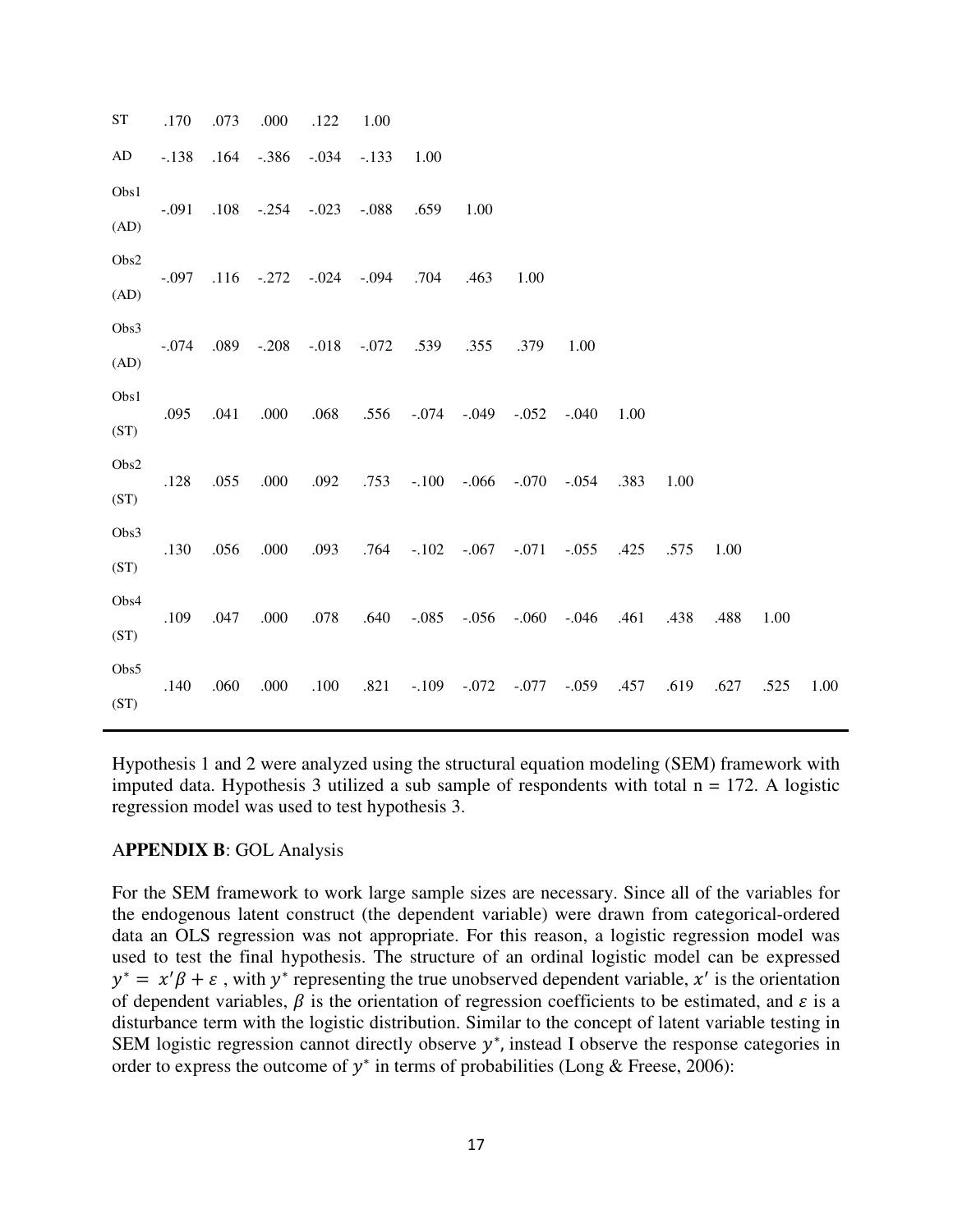| | | | | | | | | | | | | | | |
|---|---|---|---|---|---|---|---|---|---|---|---|---|---|---|
| ST | .170 | .073 | .000 | .122 | 1.00 | | | | | | | | | |
| AD | -.138 | .164 | -.386 | -.034 | -.133 | 1.00 | | | | | | | | |
| Obs1 (AD) | -.091 | .108 | -.254 | -.023 | -.088 | .659 | 1.00 | | | | | | | |
| Obs2 (AD) | -.097 | .116 | -.272 | -.024 | -.094 | .704 | .463 | 1.00 | | | | | | |
| Obs3 (AD) | -.074 | .089 | -.208 | -.018 | -.072 | .539 | .355 | .379 | 1.00 | | | | | |
| Obs1 (ST) | .095 | .041 | .000 | .068 | .556 | -.074 | -.049 | -.052 | -.040 | 1.00 | | | | |
| Obs2 (ST) | .128 | .055 | .000 | .092 | .753 | -.100 | -.066 | -.070 | -.054 | .383 | 1.00 | | | |
| Obs3 (ST) | .130 | .056 | .000 | .093 | .764 | -.102 | -.067 | -.071 | -.055 | .425 | .575 | 1.00 | | |
| Obs4 (ST) | .109 | .047 | .000 | .078 | .640 | -.085 | -.056 | -.060 | -.046 | .461 | .438 | .488 | 1.00 | |
| Obs5 (ST) | .140 | .060 | .000 | .100 | .821 | -.109 | -.072 | -.077 | -.059 | .457 | .619 | .627 | .525 | 1.00 |

Hypothesis 1 and 2 were analyzed using the structural equation modeling (SEM) framework with imputed data. Hypothesis 3 utilized a sub sample of respondents with total n = 172. A logistic regression model was used to test hypothesis 3.

A**PPENDIX B**: GOL Analysis

For the SEM framework to work large sample sizes are necessary. Since all of the variables for the endogenous latent construct (the dependent variable) were drawn from categorical-ordered data an OLS regression was not appropriate. For this reason, a logistic regression model was used to test the final hypothesis. The structure of an ordinal logistic model can be expressed $y^* = x'\beta + \varepsilon$ , with $y^*$ representing the true unobserved dependent variable, $x'$ is the orientation of dependent variables, $\beta$ is the orientation of regression coefficients to be estimated, and $\varepsilon$ is a disturbance term with the logistic distribution. Similar to the concept of latent variable testing in SEM logistic regression cannot directly observe $y^*$, instead I observe the response categories in order to express the outcome of $y^*$ in terms of probabilities (Long & Freese, 2006):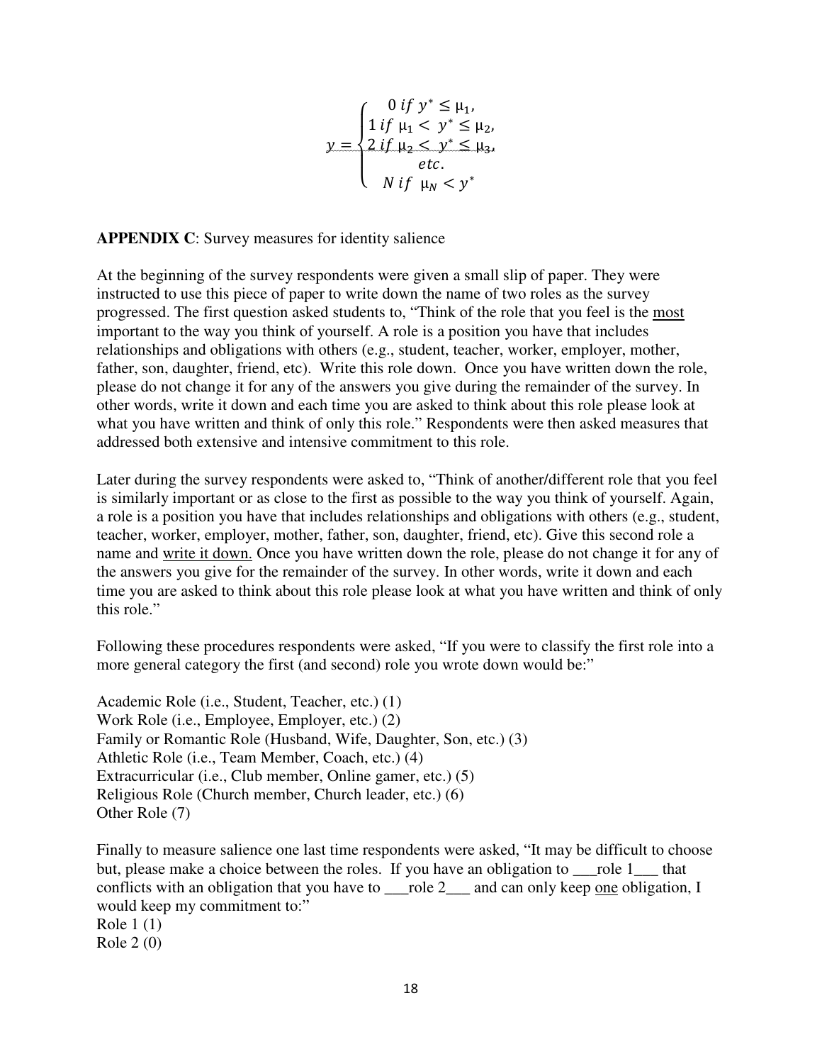$$
y = \begin{cases} 0 \; if \; y^* \leq \mu_1, \\ 1 \; if \; \mu_1 < y^* \leq \mu_2, \\ 2 \; if \; \mu_2 < y^* \leq \mu_3, \\ etc. \\ N \; if \; \mu_N < y^* \end{cases}
$$

**APPENDIX C**: Survey measures for identity salience

At the beginning of the survey respondents were given a small slip of paper. They were instructed to use this piece of paper to write down the name of two roles as the survey progressed. The first question asked students to, "Think of the role that you feel is the most important to the way you think of yourself. A role is a position you have that includes relationships and obligations with others (e.g., student, teacher, worker, employer, mother, father, son, daughter, friend, etc). Write this role down. Once you have written down the role, please do not change it for any of the answers you give during the remainder of the survey. In other words, write it down and each time you are asked to think about this role please look at what you have written and think of only this role." Respondents were then asked measures that addressed both extensive and intensive commitment to this role.

Later during the survey respondents were asked to, "Think of another/different role that you feel is similarly important or as close to the first as possible to the way you think of yourself. Again, a role is a position you have that includes relationships and obligations with others (e.g., student, teacher, worker, employer, mother, father, son, daughter, friend, etc). Give this second role a name and write it down. Once you have written down the role, please do not change it for any of the answers you give for the remainder of the survey. In other words, write it down and each time you are asked to think about this role please look at what you have written and think of only this role."

Following these procedures respondents were asked, "If you were to classify the first role into a more general category the first (and second) role you wrote down would be:"

Academic Role (i.e., Student, Teacher, etc.) (1)
Work Role (i.e., Employee, Employer, etc.) (2)
Family or Romantic Role (Husband, Wife, Daughter, Son, etc.) (3)
Athletic Role (i.e., Team Member, Coach, etc.) (4)
Extracurricular (i.e., Club member, Online gamer, etc.) (5)
Religious Role (Church member, Church leader, etc.) (6)
Other Role (7)

Finally to measure salience one last time respondents were asked, "It may be difficult to choose but, please make a choice between the roles. If you have an obligation to ___role 1___ that conflicts with an obligation that you have to ___role 2___ and can only keep one obligation, I would keep my commitment to:"
Role 1 (1)
Role 2 (0)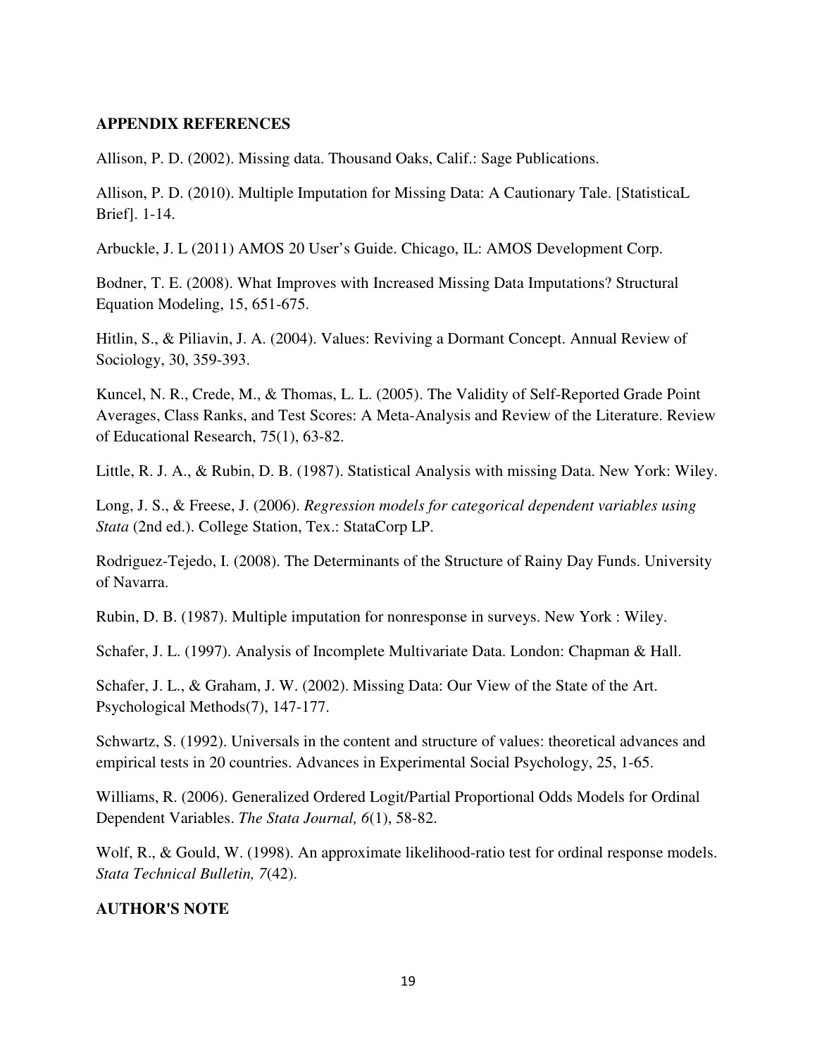## APPENDIX REFERENCES

Allison, P. D. (2002). Missing data. Thousand Oaks, Calif.: Sage Publications.

Allison, P. D. (2010). Multiple Imputation for Missing Data: A Cautionary Tale. [StatisticaL Brief]. 1-14.

Arbuckle, J. L (2011) AMOS 20 User's Guide. Chicago, IL: AMOS Development Corp.

Bodner, T. E. (2008). What Improves with Increased Missing Data Imputations? Structural Equation Modeling, 15, 651-675.

Hitlin, S., & Piliavin, J. A. (2004). Values: Reviving a Dormant Concept. Annual Review of Sociology, 30, 359-393.

Kuncel, N. R., Crede, M., & Thomas, L. L. (2005). The Validity of Self-Reported Grade Point Averages, Class Ranks, and Test Scores: A Meta-Analysis and Review of the Literature. Review of Educational Research, 75(1), 63-82.

Little, R. J. A., & Rubin, D. B. (1987). Statistical Analysis with missing Data. New York: Wiley.

Long, J. S., & Freese, J. (2006). *Regression models for categorical dependent variables using Stata* (2nd ed.). College Station, Tex.: StataCorp LP.

Rodriguez-Tejedo, I. (2008). The Determinants of the Structure of Rainy Day Funds. University of Navarra.

Rubin, D. B. (1987). Multiple imputation for nonresponse in surveys. New York : Wiley.

Schafer, J. L. (1997). Analysis of Incomplete Multivariate Data. London: Chapman & Hall.

Schafer, J. L., & Graham, J. W. (2002). Missing Data: Our View of the State of the Art. Psychological Methods(7), 147-177.

Schwartz, S. (1992). Universals in the content and structure of values: theoretical advances and empirical tests in 20 countries. Advances in Experimental Social Psychology, 25, 1-65.

Williams, R. (2006). Generalized Ordered Logit/Partial Proportional Odds Models for Ordinal Dependent Variables. *The Stata Journal, 6*(1), 58-82.

Wolf, R., & Gould, W. (1998). An approximate likelihood-ratio test for ordinal response models. *Stata Technical Bulletin, 7*(42).

## AUTHOR'S NOTE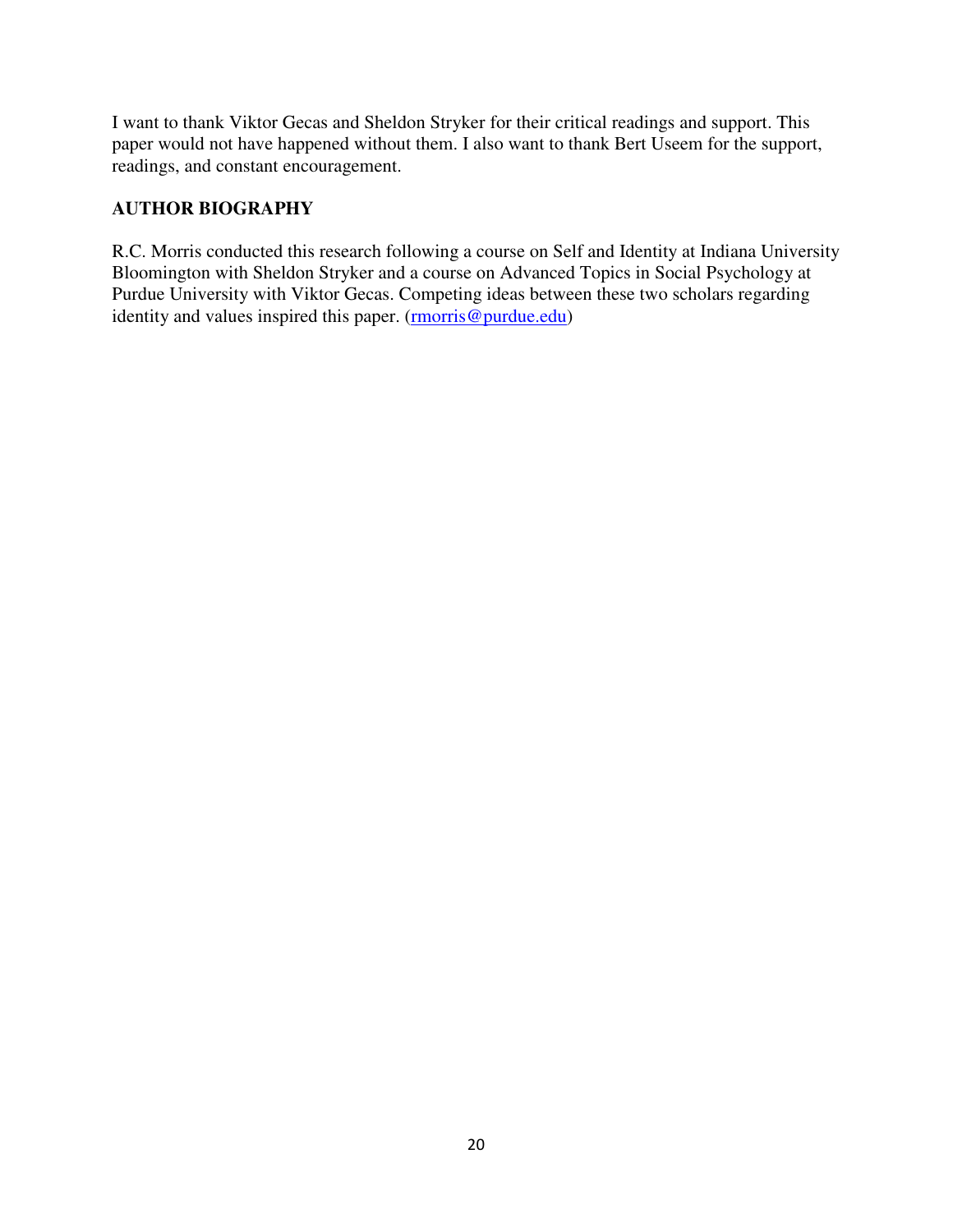I want to thank Viktor Gecas and Sheldon Stryker for their critical readings and support. This paper would not have happened without them. I also want to thank Bert Useem for the support, readings, and constant encouragement.

## AUTHOR BIOGRAPHY

R.C. Morris conducted this research following a course on Self and Identity at Indiana University Bloomington with Sheldon Stryker and a course on Advanced Topics in Social Psychology at Purdue University with Viktor Gecas. Competing ideas between these two scholars regarding identity and values inspired this paper. (rmorris@purdue.edu)